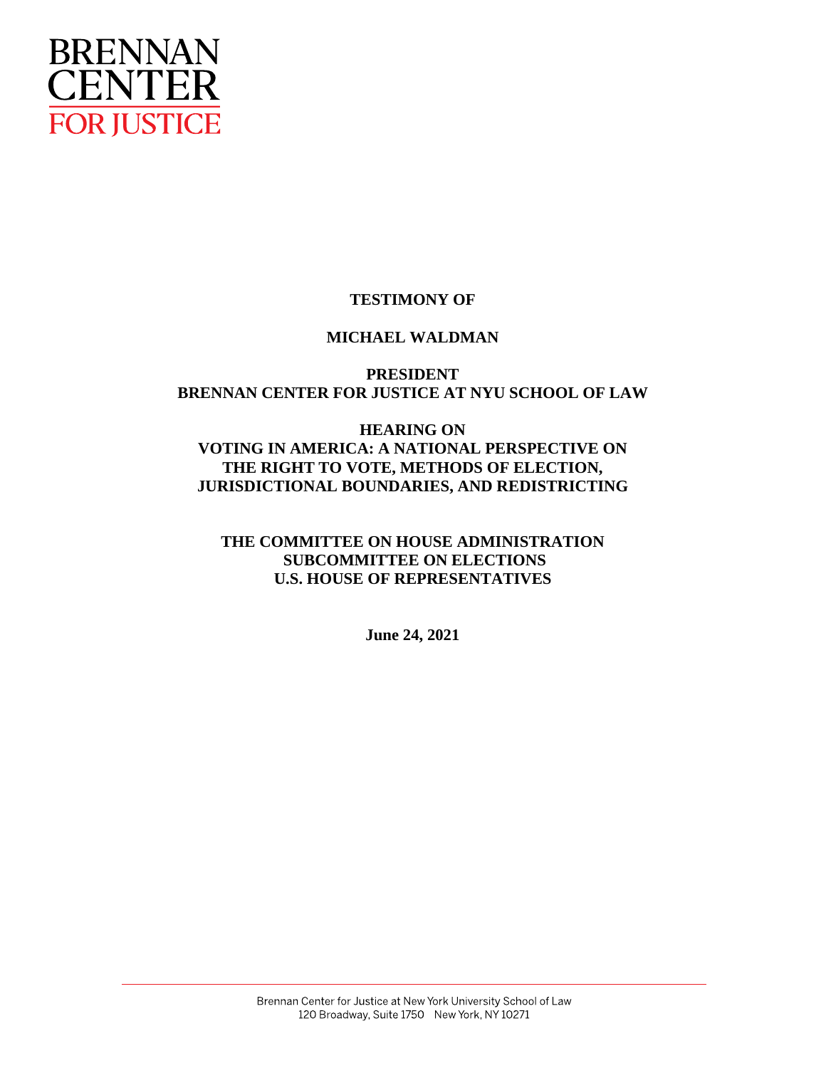BRENNAN CENTER FOR JUSTICE

**TESTIMONY OF**

**MICHAEL WALDMAN**

**PRESIDENT**
**BRENNAN CENTER FOR JUSTICE AT NYU SCHOOL OF LAW**

**HEARING ON**
**VOTING IN AMERICA: A NATIONAL PERSPECTIVE ON THE RIGHT TO VOTE, METHODS OF ELECTION, JURISDICTIONAL BOUNDARIES, AND REDISTRICTING**

**THE COMMITTEE ON HOUSE ADMINISTRATION**
**SUBCOMMITTEE ON ELECTIONS**
**U.S. HOUSE OF REPRESENTATIVES**

**June 24, 2021**

Brennan Center for Justice at New York University School of Law
120 Broadway, Suite 1750 New York, NY 10271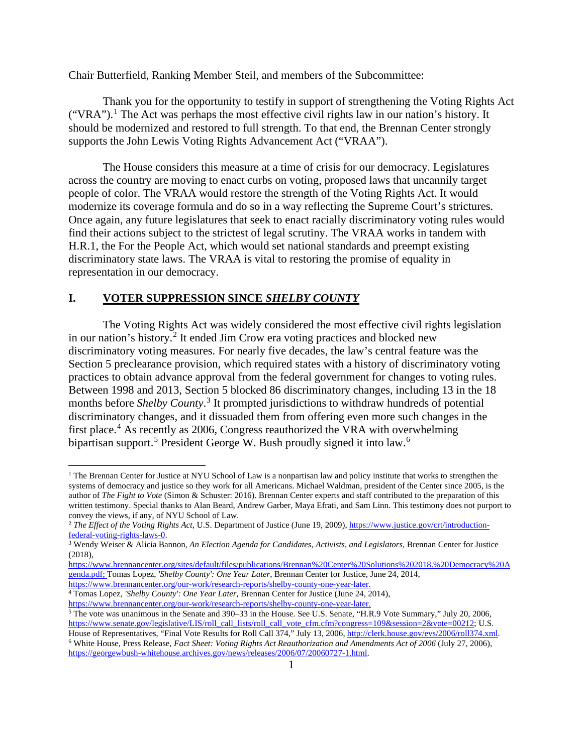Chair Butterfield, Ranking Member Steil, and members of the Subcommittee:

Thank you for the opportunity to testify in support of strengthening the Voting Rights Act ("VRA").[1] The Act was perhaps the most effective civil rights law in our nation's history. It should be modernized and restored to full strength. To that end, the Brennan Center strongly supports the John Lewis Voting Rights Advancement Act ("VRAA").

The House considers this measure at a time of crisis for our democracy. Legislatures across the country are moving to enact curbs on voting, proposed laws that uncannily target people of color. The VRAA would restore the strength of the Voting Rights Act. It would modernize its coverage formula and do so in a way reflecting the Supreme Court's strictures. Once again, any future legislatures that seek to enact racially discriminatory voting rules would find their actions subject to the strictest of legal scrutiny. The VRAA works in tandem with H.R.1, the For the People Act, which would set national standards and preempt existing discriminatory state laws. The VRAA is vital to restoring the promise of equality in representation in our democracy.

## I. VOTER SUPPRESSION SINCE *SHELBY COUNTY*

The Voting Rights Act was widely considered the most effective civil rights legislation in our nation's history.[2] It ended Jim Crow era voting practices and blocked new discriminatory voting measures. For nearly five decades, the law's central feature was the Section 5 preclearance provision, which required states with a history of discriminatory voting practices to obtain advance approval from the federal government for changes to voting rules. Between 1998 and 2013, Section 5 blocked 86 discriminatory changes, including 13 in the 18 months before *Shelby County*.[3] It prompted jurisdictions to withdraw hundreds of potential discriminatory changes, and it dissuaded them from offering even more such changes in the first place.[4] As recently as 2006, Congress reauthorized the VRA with overwhelming bipartisan support.[5] President George W. Bush proudly signed it into law.[6]

---

[1] The Brennan Center for Justice at NYU School of Law is a nonpartisan law and policy institute that works to strengthen the systems of democracy and justice so they work for all Americans. Michael Waldman, president of the Center since 2005, is the author of *The Fight to Vote* (Simon & Schuster: 2016). Brennan Center experts and staff contributed to the preparation of this written testimony. Special thanks to Alan Beard, Andrew Garber, Maya Efrati, and Sam Linn. This testimony does not purport to convey the views, if any, of NYU School of Law.

[2] *The Effect of the Voting Rights Act*, U.S. Department of Justice (June 19, 2009), https://www.justice.gov/crt/introduction-federal-voting-rights-laws-0.

[3] Wendy Weiser & Alicia Bannon, *An Election Agenda for Candidates, Activists, and Legislators*, Brennan Center for Justice (2018), https://www.brennancenter.org/sites/default/files/publications/Brennan%20Center%20Solutions%202018.%20Democracy%20Agenda.pdf; Tomas Lopez, *'Shelby County': One Year Later*, Brennan Center for Justice, June 24, 2014, https://www.brennancenter.org/our-work/research-reports/shelby-county-one-year-later.

[4] Tomas Lopez, *'Shelby County': One Year Later*, Brennan Center for Justice (June 24, 2014), https://www.brennancenter.org/our-work/research-reports/shelby-county-one-year-later.

[5] The vote was unanimous in the Senate and 390–33 in the House. See U.S. Senate, "H.R.9 Vote Summary," July 20, 2006, https://www.senate.gov/legislative/LIS/roll_call_lists/roll_call_vote_cfm.cfm?congress=109&session=2&vote=00212; U.S. House of Representatives, "Final Vote Results for Roll Call 374," July 13, 2006, http://clerk.house.gov/evs/2006/roll374.xml.

[6] White House, Press Release, *Fact Sheet: Voting Rights Act Reauthorization and Amendments Act of 2006* (July 27, 2006), https://georgewbush-whitehouse.archives.gov/news/releases/2006/07/20060727-1.html.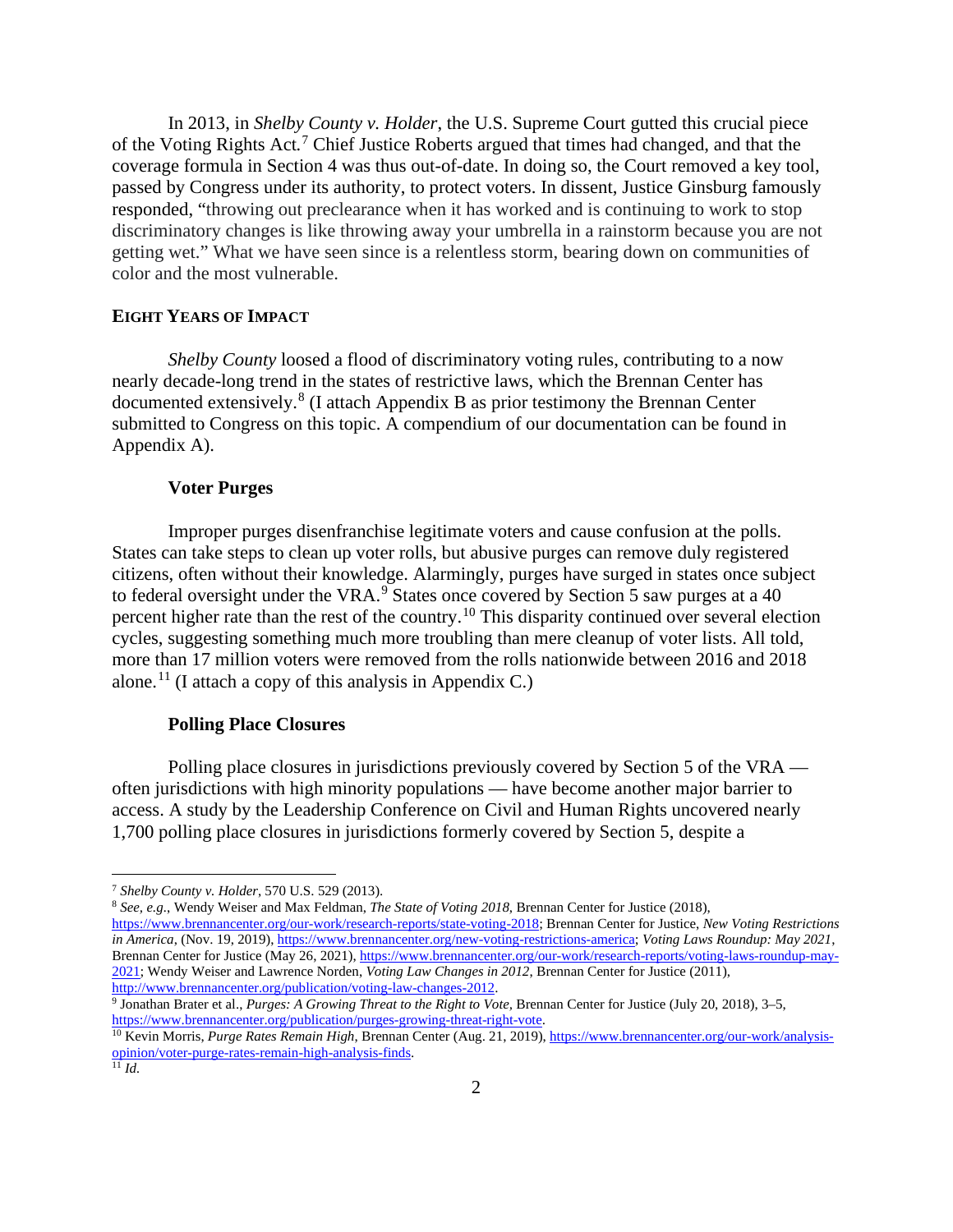In 2013, in *Shelby County v. Holder*, the U.S. Supreme Court gutted this crucial piece of the Voting Rights Act.[7] Chief Justice Roberts argued that times had changed, and that the coverage formula in Section 4 was thus out-of-date. In doing so, the Court removed a key tool, passed by Congress under its authority, to protect voters. In dissent, Justice Ginsburg famously responded, "throwing out preclearance when it has worked and is continuing to work to stop discriminatory changes is like throwing away your umbrella in a rainstorm because you are not getting wet." What we have seen since is a relentless storm, bearing down on communities of color and the most vulnerable.

## EIGHT YEARS OF IMPACT

*Shelby County* loosed a flood of discriminatory voting rules, contributing to a now nearly decade-long trend in the states of restrictive laws, which the Brennan Center has documented extensively.[8] (I attach Appendix B as prior testimony the Brennan Center submitted to Congress on this topic. A compendium of our documentation can be found in Appendix A).

### Voter Purges

Improper purges disenfranchise legitimate voters and cause confusion at the polls. States can take steps to clean up voter rolls, but abusive purges can remove duly registered citizens, often without their knowledge. Alarmingly, purges have surged in states once subject to federal oversight under the VRA.[9] States once covered by Section 5 saw purges at a 40 percent higher rate than the rest of the country.[10] This disparity continued over several election cycles, suggesting something much more troubling than mere cleanup of voter lists. All told, more than 17 million voters were removed from the rolls nationwide between 2016 and 2018 alone.[11] (I attach a copy of this analysis in Appendix C.)

### Polling Place Closures

Polling place closures in jurisdictions previously covered by Section 5 of the VRA — often jurisdictions with high minority populations — have become another major barrier to access. A study by the Leadership Conference on Civil and Human Rights uncovered nearly 1,700 polling place closures in jurisdictions formerly covered by Section 5, despite a

---

[7] *Shelby County v. Holder*, 570 U.S. 529 (2013).

[8] *See, e.g.*, Wendy Weiser and Max Feldman, *The State of Voting 2018*, Brennan Center for Justice (2018), https://www.brennancenter.org/our-work/research-reports/state-voting-2018; Brennan Center for Justice, *New Voting Restrictions in America*, (Nov. 19, 2019), https://www.brennancenter.org/new-voting-restrictions-america; *Voting Laws Roundup: May 2021*, Brennan Center for Justice (May 26, 2021), https://www.brennancenter.org/our-work/research-reports/voting-laws-roundup-may-2021; Wendy Weiser and Lawrence Norden, *Voting Law Changes in 2012*, Brennan Center for Justice (2011), http://www.brennancenter.org/publication/voting-law-changes-2012.

[9] Jonathan Brater et al., *Purges: A Growing Threat to the Right to Vote*, Brennan Center for Justice (July 20, 2018), 3–5, https://www.brennancenter.org/publication/purges-growing-threat-right-vote.

[10] Kevin Morris, *Purge Rates Remain High*, Brennan Center (Aug. 21, 2019), https://www.brennancenter.org/our-work/analysis-opinion/voter-purge-rates-remain-high-analysis-finds.

[11] *Id.*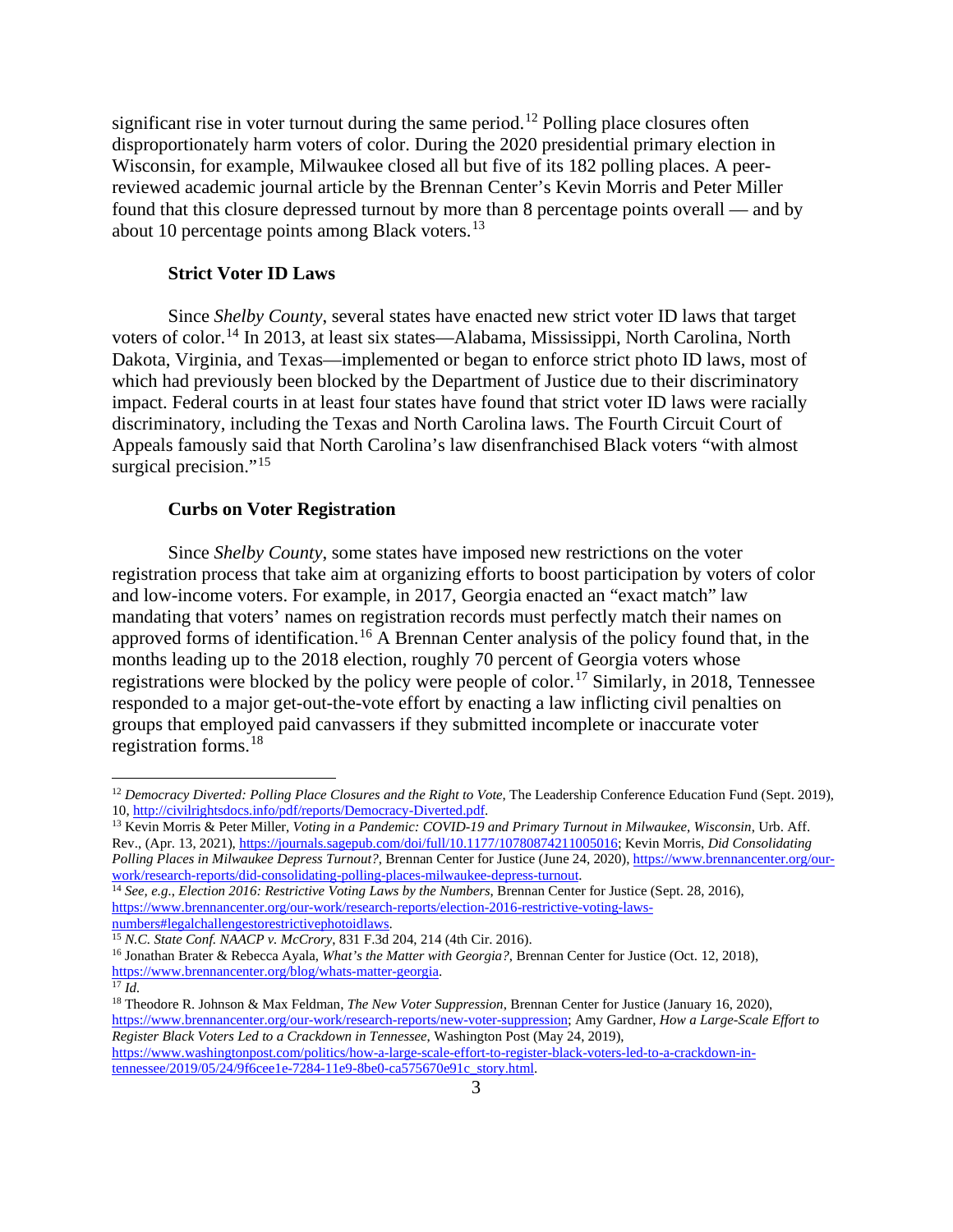significant rise in voter turnout during the same period.[12] Polling place closures often disproportionately harm voters of color. During the 2020 presidential primary election in Wisconsin, for example, Milwaukee closed all but five of its 182 polling places. A peer-reviewed academic journal article by the Brennan Center's Kevin Morris and Peter Miller found that this closure depressed turnout by more than 8 percentage points overall — and by about 10 percentage points among Black voters.[13]

**Strict Voter ID Laws**

Since *Shelby County*, several states have enacted new strict voter ID laws that target voters of color.[14] In 2013, at least six states—Alabama, Mississippi, North Carolina, North Dakota, Virginia, and Texas—implemented or began to enforce strict photo ID laws, most of which had previously been blocked by the Department of Justice due to their discriminatory impact. Federal courts in at least four states have found that strict voter ID laws were racially discriminatory, including the Texas and North Carolina laws. The Fourth Circuit Court of Appeals famously said that North Carolina's law disenfranchised Black voters "with almost surgical precision."[15]

**Curbs on Voter Registration**

Since *Shelby County*, some states have imposed new restrictions on the voter registration process that take aim at organizing efforts to boost participation by voters of color and low-income voters. For example, in 2017, Georgia enacted an "exact match" law mandating that voters' names on registration records must perfectly match their names on approved forms of identification.[16] A Brennan Center analysis of the policy found that, in the months leading up to the 2018 election, roughly 70 percent of Georgia voters whose registrations were blocked by the policy were people of color.[17] Similarly, in 2018, Tennessee responded to a major get-out-the-vote effort by enacting a law inflicting civil penalties on groups that employed paid canvassers if they submitted incomplete or inaccurate voter registration forms.[18]

---

[12] *Democracy Diverted: Polling Place Closures and the Right to Vote*, The Leadership Conference Education Fund (Sept. 2019), 10, http://civilrightsdocs.info/pdf/reports/Democracy-Diverted.pdf.

[13] Kevin Morris & Peter Miller, *Voting in a Pandemic: COVID-19 and Primary Turnout in Milwaukee, Wisconsin*, Urb. Aff. Rev., (Apr. 13, 2021), https://journals.sagepub.com/doi/full/10.1177/10780874211005016; Kevin Morris, *Did Consolidating Polling Places in Milwaukee Depress Turnout?*, Brennan Center for Justice (June 24, 2020), https://www.brennancenter.org/our-work/research-reports/did-consolidating-polling-places-milwaukee-depress-turnout.

[14] *See, e.g.*, *Election 2016: Restrictive Voting Laws by the Numbers*, Brennan Center for Justice (Sept. 28, 2016), https://www.brennancenter.org/our-work/research-reports/election-2016-restrictive-voting-laws-numbers#legalchallengestorestrictivephotoidlaws.

[15] *N.C. State Conf. NAACP v. McCrory*, 831 F.3d 204, 214 (4th Cir. 2016).

[16] Jonathan Brater & Rebecca Ayala, *What's the Matter with Georgia?*, Brennan Center for Justice (Oct. 12, 2018), https://www.brennancenter.org/blog/whats-matter-georgia.

[17] *Id.*

[18] Theodore R. Johnson & Max Feldman, *The New Voter Suppression*, Brennan Center for Justice (January 16, 2020), https://www.brennancenter.org/our-work/research-reports/new-voter-suppression; Amy Gardner, *How a Large-Scale Effort to Register Black Voters Led to a Crackdown in Tennessee*, Washington Post (May 24, 2019), https://www.washingtonpost.com/politics/how-a-large-scale-effort-to-register-black-voters-led-to-a-crackdown-in-tennessee/2019/05/24/9f6cee1e-7284-11e9-8be0-ca575670e91c_story.html.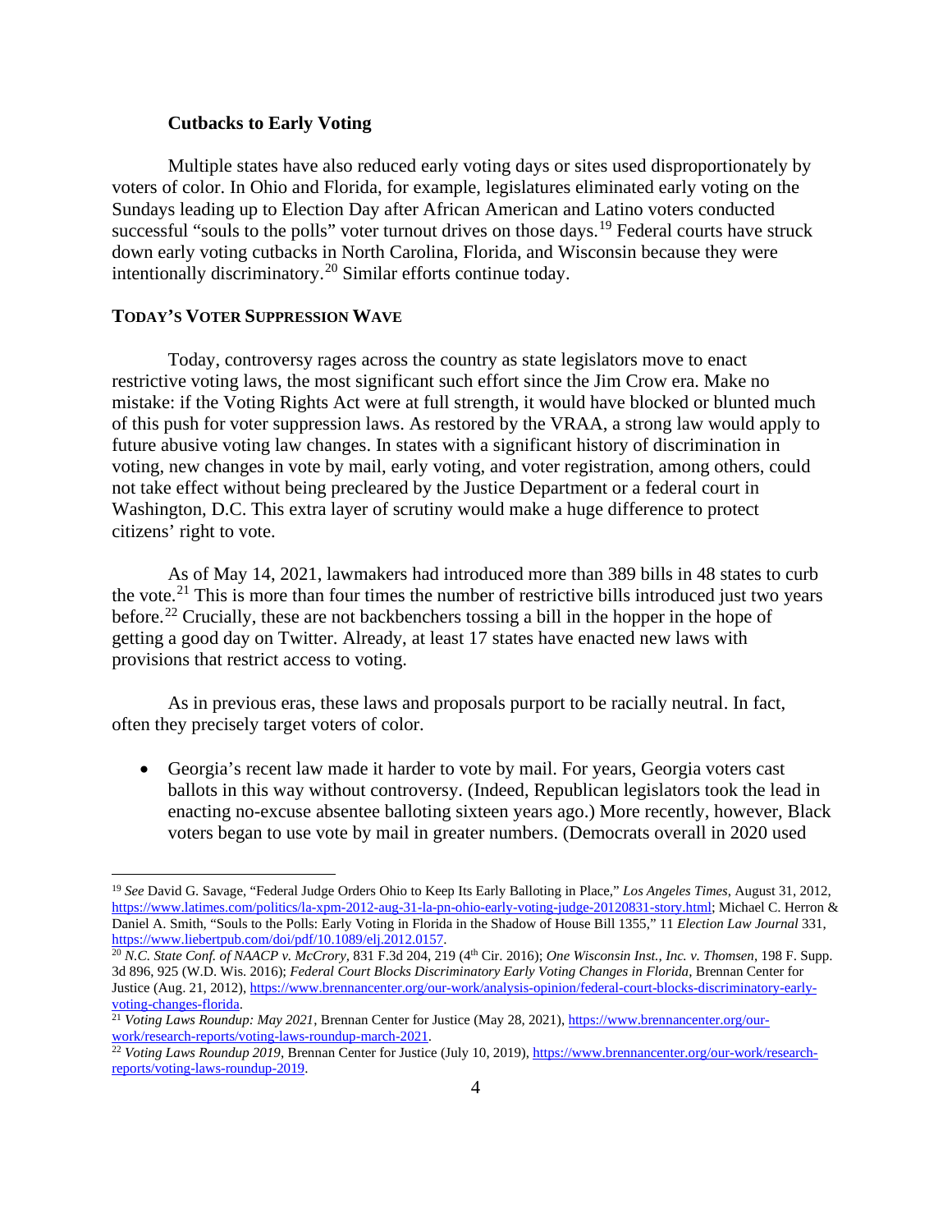### Cutbacks to Early Voting

Multiple states have also reduced early voting days or sites used disproportionately by voters of color. In Ohio and Florida, for example, legislatures eliminated early voting on the Sundays leading up to Election Day after African American and Latino voters conducted successful "souls to the polls" voter turnout drives on those days.[19] Federal courts have struck down early voting cutbacks in North Carolina, Florida, and Wisconsin because they were intentionally discriminatory.[20] Similar efforts continue today.

## TODAY'S VOTER SUPPRESSION WAVE

Today, controversy rages across the country as state legislators move to enact restrictive voting laws, the most significant such effort since the Jim Crow era. Make no mistake: if the Voting Rights Act were at full strength, it would have blocked or blunted much of this push for voter suppression laws. As restored by the VRAA, a strong law would apply to future abusive voting law changes. In states with a significant history of discrimination in voting, new changes in vote by mail, early voting, and voter registration, among others, could not take effect without being precleared by the Justice Department or a federal court in Washington, D.C. This extra layer of scrutiny would make a huge difference to protect citizens' right to vote.

As of May 14, 2021, lawmakers had introduced more than 389 bills in 48 states to curb the vote.[21] This is more than four times the number of restrictive bills introduced just two years before.[22] Crucially, these are not backbenchers tossing a bill in the hopper in the hope of getting a good day on Twitter. Already, at least 17 states have enacted new laws with provisions that restrict access to voting.

As in previous eras, these laws and proposals purport to be racially neutral. In fact, often they precisely target voters of color.

- Georgia's recent law made it harder to vote by mail. For years, Georgia voters cast ballots in this way without controversy. (Indeed, Republican legislators took the lead in enacting no-excuse absentee balloting sixteen years ago.) More recently, however, Black voters began to use vote by mail in greater numbers. (Democrats overall in 2020 used

---

[19] *See* David G. Savage, "Federal Judge Orders Ohio to Keep Its Early Balloting in Place," *Los Angeles Times*, August 31, 2012, https://www.latimes.com/politics/la-xpm-2012-aug-31-la-pn-ohio-early-voting-judge-20120831-story.html; Michael C. Herron & Daniel A. Smith, "Souls to the Polls: Early Voting in Florida in the Shadow of House Bill 1355," 11 *Election Law Journal* 331, https://www.liebertpub.com/doi/pdf/10.1089/elj.2012.0157.

[20] *N.C. State Conf. of NAACP v. McCrory*, 831 F.3d 204, 219 (4th Cir. 2016); *One Wisconsin Inst., Inc. v. Thomsen*, 198 F. Supp. 3d 896, 925 (W.D. Wis. 2016); *Federal Court Blocks Discriminatory Early Voting Changes in Florida*, Brennan Center for Justice (Aug. 21, 2012), https://www.brennancenter.org/our-work/analysis-opinion/federal-court-blocks-discriminatory-early-voting-changes-florida.

[21] *Voting Laws Roundup: May 2021*, Brennan Center for Justice (May 28, 2021), https://www.brennancenter.org/our-work/research-reports/voting-laws-roundup-march-2021.

[22] *Voting Laws Roundup 2019*, Brennan Center for Justice (July 10, 2019), https://www.brennancenter.org/our-work/research-reports/voting-laws-roundup-2019.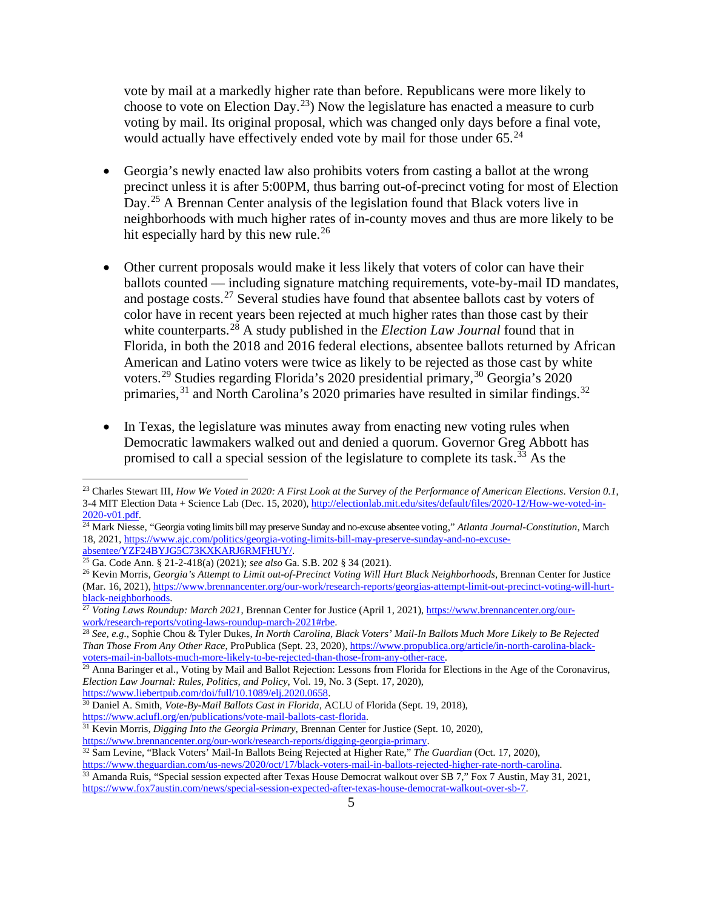vote by mail at a markedly higher rate than before. Republicans were more likely to choose to vote on Election Day.[23]) Now the legislature has enacted a measure to curb voting by mail. Its original proposal, which was changed only days before a final vote, would actually have effectively ended vote by mail for those under 65.[24]

- Georgia's newly enacted law also prohibits voters from casting a ballot at the wrong precinct unless it is after 5:00PM, thus barring out-of-precinct voting for most of Election Day.[25] A Brennan Center analysis of the legislation found that Black voters live in neighborhoods with much higher rates of in-county moves and thus are more likely to be hit especially hard by this new rule.[26]

- Other current proposals would make it less likely that voters of color can have their ballots counted — including signature matching requirements, vote-by-mail ID mandates, and postage costs.[27] Several studies have found that absentee ballots cast by voters of color have in recent years been rejected at much higher rates than those cast by their white counterparts.[28] A study published in the *Election Law Journal* found that in Florida, in both the 2018 and 2016 federal elections, absentee ballots returned by African American and Latino voters were twice as likely to be rejected as those cast by white voters.[29] Studies regarding Florida's 2020 presidential primary,[30] Georgia's 2020 primaries,[31] and North Carolina's 2020 primaries have resulted in similar findings.[32]

- In Texas, the legislature was minutes away from enacting new voting rules when Democratic lawmakers walked out and denied a quorum. Governor Greg Abbott has promised to call a special session of the legislature to complete its task.[33] As the

---

[23] Charles Stewart III, *How We Voted in 2020: A First Look at the Survey of the Performance of American Elections. Version 0.1*, 3-4 MIT Election Data + Science Lab (Dec. 15, 2020), http://electionlab.mit.edu/sites/default/files/2020-12/How-we-voted-in-2020-v01.pdf.

[24] Mark Niesse, "Georgia voting limits bill may preserve Sunday and no-excuse absentee voting," *Atlanta Journal-Constitution*, March 18, 2021, https://www.ajc.com/politics/georgia-voting-limits-bill-may-preserve-sunday-and-no-excuse-absentee/YZF24BYJG5C73KXKARJ6RMFHUY/.

[25] Ga. Code Ann. § 21-2-418(a) (2021); *see also* Ga. S.B. 202 § 34 (2021).

[26] Kevin Morris, *Georgia's Attempt to Limit out-of-Precinct Voting Will Hurt Black Neighborhoods*, Brennan Center for Justice (Mar. 16, 2021), https://www.brennancenter.org/our-work/research-reports/georgias-attempt-limit-out-precinct-voting-will-hurt-black-neighborhoods.

[27] *Voting Laws Roundup: March 2021*, Brennan Center for Justice (April 1, 2021), https://www.brennancenter.org/our-work/research-reports/voting-laws-roundup-march-2021#rbe.

[28] *See, e.g.*, Sophie Chou & Tyler Dukes, *In North Carolina, Black Voters' Mail-In Ballots Much More Likely to Be Rejected Than Those From Any Other Race*, ProPublica (Sept. 23, 2020), https://www.propublica.org/article/in-north-carolina-black-voters-mail-in-ballots-much-more-likely-to-be-rejected-than-those-from-any-other-race.

[29] Anna Baringer et al., Voting by Mail and Ballot Rejection: Lessons from Florida for Elections in the Age of the Coronavirus, *Election Law Journal: Rules, Politics, and Policy*, Vol. 19, No. 3 (Sept. 17, 2020), https://www.liebertpub.com/doi/full/10.1089/elj.2020.0658.

[30] Daniel A. Smith, *Vote-By-Mail Ballots Cast in Florida*, ACLU of Florida (Sept. 19, 2018), https://www.aclufl.org/en/publications/vote-mail-ballots-cast-florida.

[31] Kevin Morris, *Digging Into the Georgia Primary*, Brennan Center for Justice (Sept. 10, 2020), https://www.brennancenter.org/our-work/research-reports/digging-georgia-primary.

[32] Sam Levine, "Black Voters' Mail-In Ballots Being Rejected at Higher Rate," *The Guardian* (Oct. 17, 2020), https://www.theguardian.com/us-news/2020/oct/17/black-voters-mail-in-ballots-rejected-higher-rate-north-carolina.

[33] Amanda Ruis, "Special session expected after Texas House Democrat walkout over SB 7," Fox 7 Austin, May 31, 2021, https://www.fox7austin.com/news/special-session-expected-after-texas-house-democrat-walkout-over-sb-7.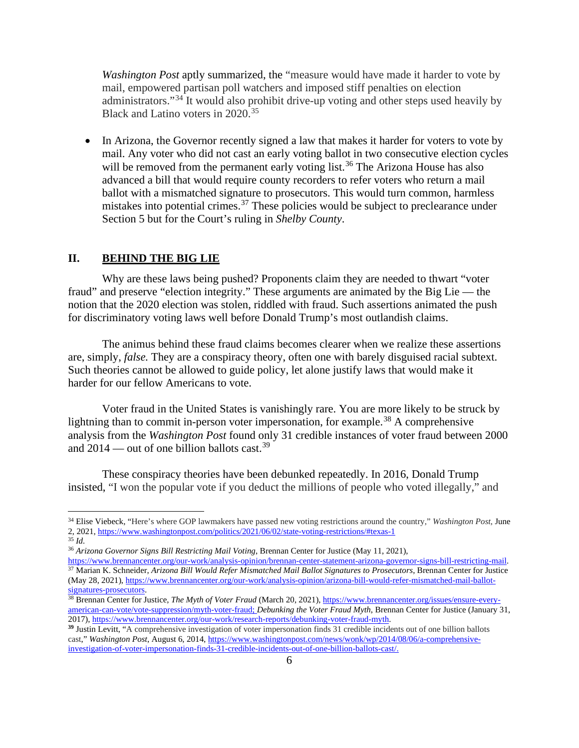*Washington Post* aptly summarized, the "measure would have made it harder to vote by mail, empowered partisan poll watchers and imposed stiff penalties on election administrators."[34] It would also prohibit drive-up voting and other steps used heavily by Black and Latino voters in 2020.[35]

- In Arizona, the Governor recently signed a law that makes it harder for voters to vote by mail. Any voter who did not cast an early voting ballot in two consecutive election cycles will be removed from the permanent early voting list.[36] The Arizona House has also advanced a bill that would require county recorders to refer voters who return a mail ballot with a mismatched signature to prosecutors. This would turn common, harmless mistakes into potential crimes.[37] These policies would be subject to preclearance under Section 5 but for the Court's ruling in *Shelby County*.

## II. BEHIND THE BIG LIE

Why are these laws being pushed? Proponents claim they are needed to thwart "voter fraud" and preserve "election integrity." These arguments are animated by the Big Lie — the notion that the 2020 election was stolen, riddled with fraud. Such assertions animated the push for discriminatory voting laws well before Donald Trump's most outlandish claims.

The animus behind these fraud claims becomes clearer when we realize these assertions are, simply, *false.* They are a conspiracy theory, often one with barely disguised racial subtext. Such theories cannot be allowed to guide policy, let alone justify laws that would make it harder for our fellow Americans to vote.

Voter fraud in the United States is vanishingly rare. You are more likely to be struck by lightning than to commit in-person voter impersonation, for example.[38] A comprehensive analysis from the *Washington Post* found only 31 credible instances of voter fraud between 2000 and 2014 — out of one billion ballots cast.[39]

These conspiracy theories have been debunked repeatedly. In 2016, Donald Trump insisted, "I won the popular vote if you deduct the millions of people who voted illegally," and

---

[34] Elise Viebeck, "Here's where GOP lawmakers have passed new voting restrictions around the country," *Washington Post*, June 2, 2021, https://www.washingtonpost.com/politics/2021/06/02/state-voting-restrictions/#texas-1

[35] *Id.*

[36] *Arizona Governor Signs Bill Restricting Mail Voting*, Brennan Center for Justice (May 11, 2021), https://www.brennancenter.org/our-work/analysis-opinion/brennan-center-statement-arizona-governor-signs-bill-restricting-mail.

[37] Marian K. Schneider, *Arizona Bill Would Refer Mismatched Mail Ballot Signatures to Prosecutors*, Brennan Center for Justice (May 28, 2021), https://www.brennancenter.org/our-work/analysis-opinion/arizona-bill-would-refer-mismatched-mail-ballot-signatures-prosecutors.

[38] Brennan Center for Justice, *The Myth of Voter Fraud* (March 20, 2021), https://www.brennancenter.org/issues/ensure-every-american-can-vote/vote-suppression/myth-voter-fraud; *Debunking the Voter Fraud Myth*, Brennan Center for Justice (January 31, 2017), https://www.brennancenter.org/our-work/research-reports/debunking-voter-fraud-myth.

[39] Justin Levitt, "A comprehensive investigation of voter impersonation finds 31 credible incidents out of one billion ballots cast," *Washington Post*, August 6, 2014, https://www.washingtonpost.com/news/wonk/wp/2014/08/06/a-comprehensive-investigation-of-voter-impersonation-finds-31-credible-incidents-out-of-one-billion-ballots-cast/.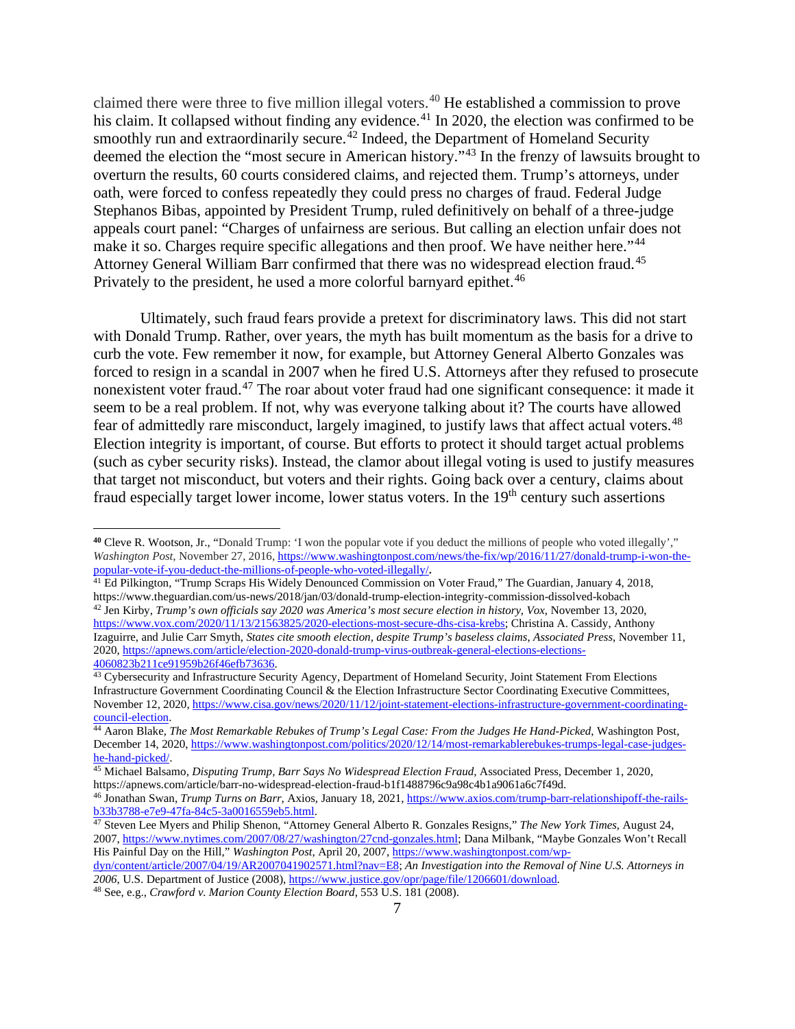claimed there were three to five million illegal voters.[40] He established a commission to prove his claim. It collapsed without finding any evidence.[41] In 2020, the election was confirmed to be smoothly run and extraordinarily secure.[42] Indeed, the Department of Homeland Security deemed the election the "most secure in American history."[43] In the frenzy of lawsuits brought to overturn the results, 60 courts considered claims, and rejected them. Trump's attorneys, under oath, were forced to confess repeatedly they could press no charges of fraud. Federal Judge Stephanos Bibas, appointed by President Trump, ruled definitively on behalf of a three-judge appeals court panel: "Charges of unfairness are serious. But calling an election unfair does not make it so. Charges require specific allegations and then proof. We have neither here."[44] Attorney General William Barr confirmed that there was no widespread election fraud.[45] Privately to the president, he used a more colorful barnyard epithet.[46]

Ultimately, such fraud fears provide a pretext for discriminatory laws. This did not start with Donald Trump. Rather, over years, the myth has built momentum as the basis for a drive to curb the vote. Few remember it now, for example, but Attorney General Alberto Gonzales was forced to resign in a scandal in 2007 when he fired U.S. Attorneys after they refused to prosecute nonexistent voter fraud.[47] The roar about voter fraud had one significant consequence: it made it seem to be a real problem. If not, why was everyone talking about it? The courts have allowed fear of admittedly rare misconduct, largely imagined, to justify laws that affect actual voters.[48] Election integrity is important, of course. But efforts to protect it should target actual problems (such as cyber security risks). Instead, the clamor about illegal voting is used to justify measures that target not misconduct, but voters and their rights. Going back over a century, claims about fraud especially target lower income, lower status voters. In the 19th century such assertions

---

[40] Cleve R. Wootson, Jr., "Donald Trump: 'I won the popular vote if you deduct the millions of people who voted illegally'," *Washington Post*, November 27, 2016, https://www.washingtonpost.com/news/the-fix/wp/2016/11/27/donald-trump-i-won-the-popular-vote-if-you-deduct-the-millions-of-people-who-voted-illegally/.

[41] Ed Pilkington, "Trump Scraps His Widely Denounced Commission on Voter Fraud," The Guardian, January 4, 2018, https://www.theguardian.com/us-news/2018/jan/03/donald-trump-election-integrity-commission-dissolved-kobach

[42] Jen Kirby, *Trump's own officials say 2020 was America's most secure election in history*, *Vox*, November 13, 2020, https://www.vox.com/2020/11/13/21563825/2020-elections-most-secure-dhs-cisa-krebs; Christina A. Cassidy, Anthony Izaguirre, and Julie Carr Smyth, *States cite smooth election, despite Trump's baseless claims*, *Associated Press*, November 11, 2020, https://apnews.com/article/election-2020-donald-trump-virus-outbreak-general-elections-elections-4060823b211ce91959b26f46efb73636.

[43] Cybersecurity and Infrastructure Security Agency, Department of Homeland Security, Joint Statement From Elections Infrastructure Government Coordinating Council & the Election Infrastructure Sector Coordinating Executive Committees, November 12, 2020, https://www.cisa.gov/news/2020/11/12/joint-statement-elections-infrastructure-government-coordinating-council-election.

[44] Aaron Blake, *The Most Remarkable Rebukes of Trump's Legal Case: From the Judges He Hand-Picked*, Washington Post, December 14, 2020, https://www.washingtonpost.com/politics/2020/12/14/most-remarkablerebukes-trumps-legal-case-judges-he-hand-picked/.

[45] Michael Balsamo, *Disputing Trump, Barr Says No Widespread Election Fraud*, Associated Press, December 1, 2020, https://apnews.com/article/barr-no-widespread-election-fraud-b1f1488796c9a98c4b1a9061a6c7f49d.

[46] Jonathan Swan, *Trump Turns on Barr*, Axios, January 18, 2021, https://www.axios.com/trump-barr-relationshipoff-the-rails-b33b3788-e7e9-47fa-84c5-3a0016559eb5.html.

[47] Steven Lee Myers and Philip Shenon, "Attorney General Alberto R. Gonzales Resigns," *The New York Times*, August 24, 2007, https://www.nytimes.com/2007/08/27/washington/27cnd-gonzales.html; Dana Milbank, "Maybe Gonzales Won't Recall His Painful Day on the Hill," *Washington Post*, April 20, 2007, https://www.washingtonpost.com/wp-dyn/content/article/2007/04/19/AR2007041902571.html?nav=E8; *An Investigation into the Removal of Nine U.S. Attorneys in 2006*, U.S. Department of Justice (2008), https://www.justice.gov/opr/page/file/1206601/download.

[48] See, e.g., *Crawford v. Marion County Election Board*, 553 U.S. 181 (2008).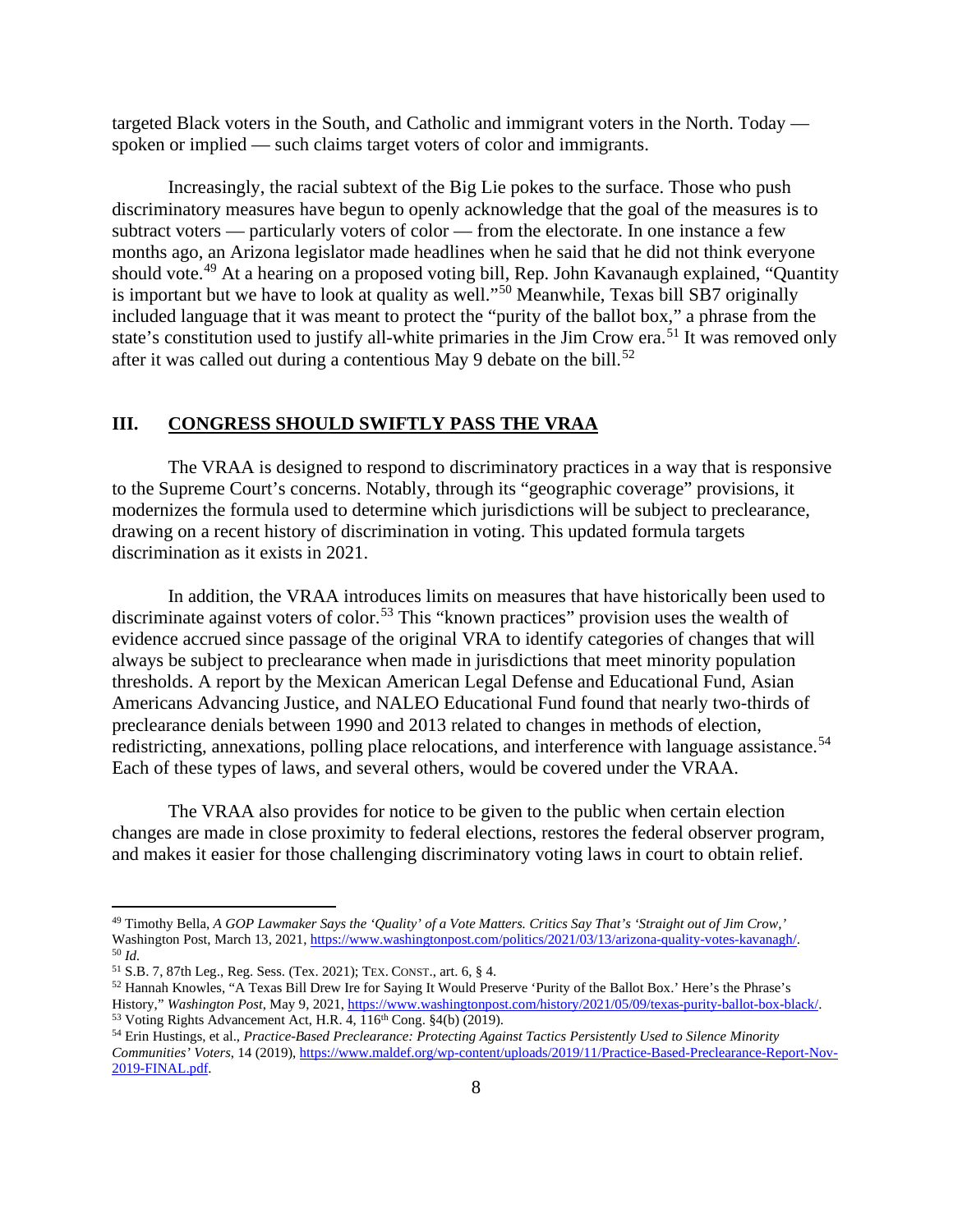targeted Black voters in the South, and Catholic and immigrant voters in the North. Today — spoken or implied — such claims target voters of color and immigrants.

Increasingly, the racial subtext of the Big Lie pokes to the surface. Those who push discriminatory measures have begun to openly acknowledge that the goal of the measures is to subtract voters — particularly voters of color — from the electorate. In one instance a few months ago, an Arizona legislator made headlines when he said that he did not think everyone should vote.[49] At a hearing on a proposed voting bill, Rep. John Kavanaugh explained, "Quantity is important but we have to look at quality as well."[50] Meanwhile, Texas bill SB7 originally included language that it was meant to protect the "purity of the ballot box," a phrase from the state's constitution used to justify all-white primaries in the Jim Crow era.[51] It was removed only after it was called out during a contentious May 9 debate on the bill.[52]

## III. CONGRESS SHOULD SWIFTLY PASS THE VRAA

The VRAA is designed to respond to discriminatory practices in a way that is responsive to the Supreme Court's concerns. Notably, through its "geographic coverage" provisions, it modernizes the formula used to determine which jurisdictions will be subject to preclearance, drawing on a recent history of discrimination in voting. This updated formula targets discrimination as it exists in 2021.

In addition, the VRAA introduces limits on measures that have historically been used to discriminate against voters of color.[53] This "known practices" provision uses the wealth of evidence accrued since passage of the original VRA to identify categories of changes that will always be subject to preclearance when made in jurisdictions that meet minority population thresholds. A report by the Mexican American Legal Defense and Educational Fund, Asian Americans Advancing Justice, and NALEO Educational Fund found that nearly two-thirds of preclearance denials between 1990 and 2013 related to changes in methods of election, redistricting, annexations, polling place relocations, and interference with language assistance.[54] Each of these types of laws, and several others, would be covered under the VRAA.

The VRAA also provides for notice to be given to the public when certain election changes are made in close proximity to federal elections, restores the federal observer program, and makes it easier for those challenging discriminatory voting laws in court to obtain relief.

---

[49] Timothy Bella, *A GOP Lawmaker Says the 'Quality' of a Vote Matters. Critics Say That's 'Straight out of Jim Crow,'* Washington Post, March 13, 2021, https://www.washingtonpost.com/politics/2021/03/13/arizona-quality-votes-kavanagh/.
[50] *Id.*
[51] S.B. 7, 87th Leg., Reg. Sess. (Tex. 2021); TEX. CONST., art. 6, § 4.
[52] Hannah Knowles, "A Texas Bill Drew Ire for Saying It Would Preserve 'Purity of the Ballot Box.' Here's the Phrase's History," *Washington Post*, May 9, 2021, https://www.washingtonpost.com/history/2021/05/09/texas-purity-ballot-box-black/.
[53] Voting Rights Advancement Act, H.R. 4, 116th Cong. §4(b) (2019).
[54] Erin Hustings, et al., *Practice-Based Preclearance: Protecting Against Tactics Persistently Used to Silence Minority Communities' Voters*, 14 (2019), https://www.maldef.org/wp-content/uploads/2019/11/Practice-Based-Preclearance-Report-Nov-2019-FINAL.pdf.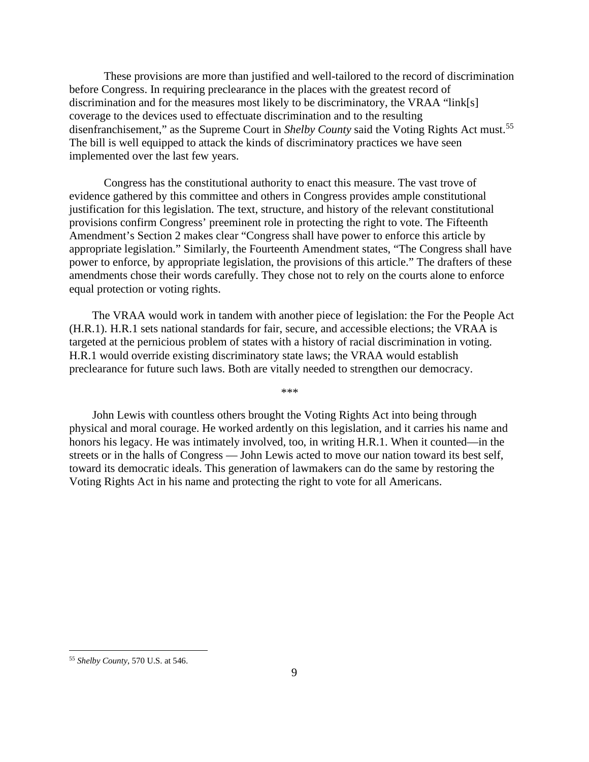These provisions are more than justified and well-tailored to the record of discrimination before Congress. In requiring preclearance in the places with the greatest record of discrimination and for the measures most likely to be discriminatory, the VRAA "link[s] coverage to the devices used to effectuate discrimination and to the resulting disenfranchisement," as the Supreme Court in *Shelby County* said the Voting Rights Act must.[55] The bill is well equipped to attack the kinds of discriminatory practices we have seen implemented over the last few years.

Congress has the constitutional authority to enact this measure. The vast trove of evidence gathered by this committee and others in Congress provides ample constitutional justification for this legislation. The text, structure, and history of the relevant constitutional provisions confirm Congress' preeminent role in protecting the right to vote. The Fifteenth Amendment's Section 2 makes clear "Congress shall have power to enforce this article by appropriate legislation." Similarly, the Fourteenth Amendment states, "The Congress shall have power to enforce, by appropriate legislation, the provisions of this article." The drafters of these amendments chose their words carefully. They chose not to rely on the courts alone to enforce equal protection or voting rights.

The VRAA would work in tandem with another piece of legislation: the For the People Act (H.R.1). H.R.1 sets national standards for fair, secure, and accessible elections; the VRAA is targeted at the pernicious problem of states with a history of racial discrimination in voting. H.R.1 would override existing discriminatory state laws; the VRAA would establish preclearance for future such laws. Both are vitally needed to strengthen our democracy.

\*\*\*

John Lewis with countless others brought the Voting Rights Act into being through physical and moral courage. He worked ardently on this legislation, and it carries his name and honors his legacy. He was intimately involved, too, in writing H.R.1. When it counted—in the streets or in the halls of Congress — John Lewis acted to move our nation toward its best self, toward its democratic ideals. This generation of lawmakers can do the same by restoring the Voting Rights Act in his name and protecting the right to vote for all Americans.

---

[55] *Shelby County*, 570 U.S. at 546.